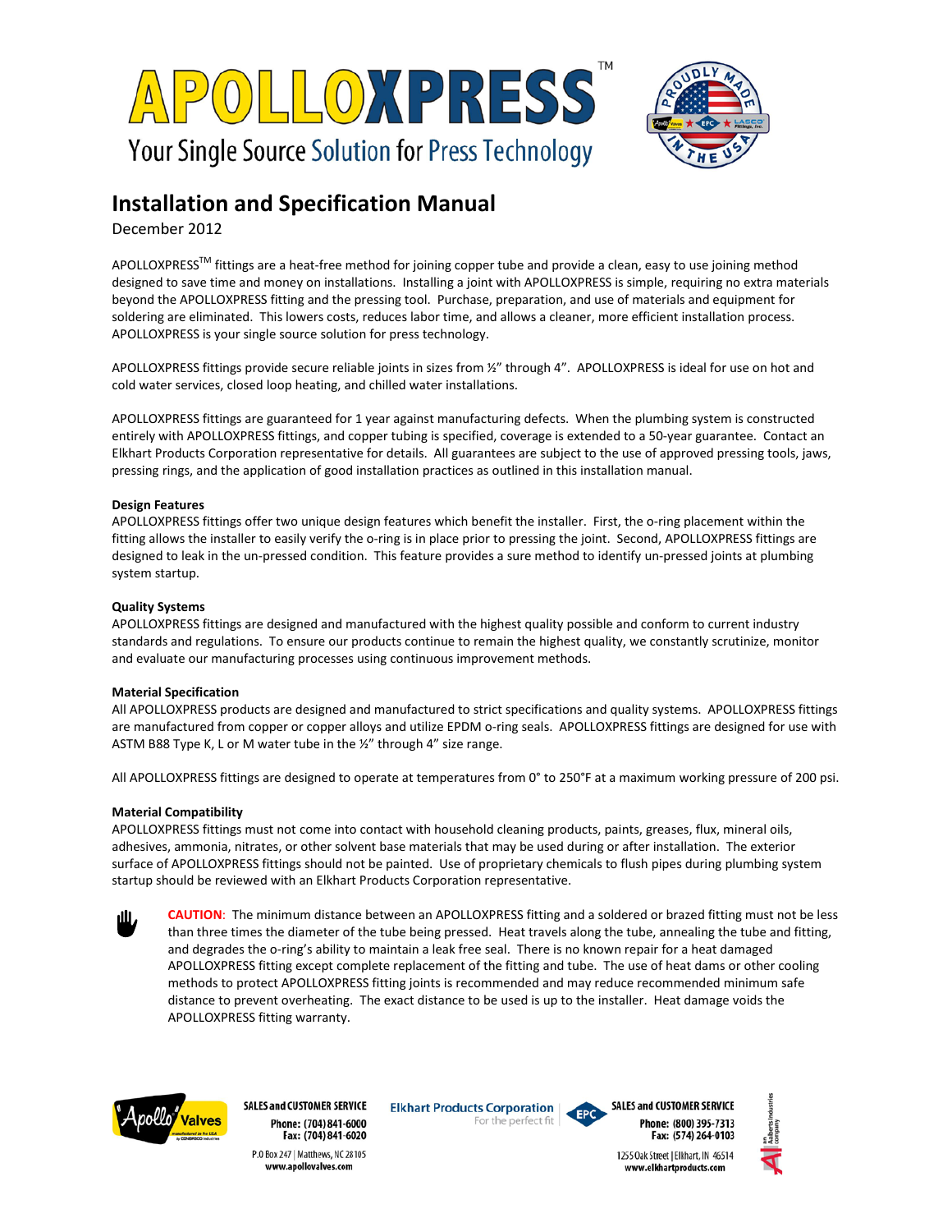# APOLLOXPRESS™

Your Single Source Solution for Press Technology

## Installation and Specification Manual

December 2012

APOLLOXPRESS™ fittings are a heat-free method for joining copper tube and provide a clean, easy to use joining method designed to save time and money on installations. Installing a joint with APOLLOXPRESS is simple, requiring no extra materials beyond the APOLLOXPRESS fitting and the pressing tool. Purchase, preparation, and use of materials and equipment for soldering are eliminated. This lowers costs, reduces labor time, and allows a cleaner, more efficient installation process. APOLLOXPRESS is your single source solution for press technology.

APOLLOXPRESS fittings provide secure reliable joints in sizes from ½" through 4". APOLLOXPRESS is ideal for use on hot and cold water services, closed loop heating, and chilled water installations.

APOLLOXPRESS fittings are guaranteed for 1 year against manufacturing defects. When the plumbing system is constructed entirely with APOLLOXPRESS fittings, and copper tubing is specified, coverage is extended to a 50-year guarantee. Contact an Elkhart Products Corporation representative for details. All guarantees are subject to the use of approved pressing tools, jaws, pressing rings, and the application of good installation practices as outlined in this installation manual.

**Design Features**

APOLLOXPRESS fittings offer two unique design features which benefit the installer. First, the o-ring placement within the fitting allows the installer to easily verify the o-ring is in place prior to pressing the joint. Second, APOLLOXPRESS fittings are designed to leak in the un-pressed condition. This feature provides a sure method to identify un-pressed joints at plumbing system startup.

**Quality Systems**

APOLLOXPRESS fittings are designed and manufactured with the highest quality possible and conform to current industry standards and regulations. To ensure our products continue to remain the highest quality, we constantly scrutinize, monitor and evaluate our manufacturing processes using continuous improvement methods.

**Material Specification**

All APOLLOXPRESS products are designed and manufactured to strict specifications and quality systems. APOLLOXPRESS fittings are manufactured from copper or copper alloys and utilize EPDM o-ring seals. APOLLOXPRESS fittings are designed for use with ASTM B88 Type K, L or M water tube in the ½" through 4" size range.

All APOLLOXPRESS fittings are designed to operate at temperatures from 0° to 250°F at a maximum working pressure of 200 psi.

**Material Compatibility**

APOLLOXPRESS fittings must not come into contact with household cleaning products, paints, greases, flux, mineral oils, adhesives, ammonia, nitrates, or other solvent base materials that may be used during or after installation. The exterior surface of APOLLOXPRESS fittings should not be painted. Use of proprietary chemicals to flush pipes during plumbing system startup should be reviewed with an Elkhart Products Corporation representative.

**CAUTION**: The minimum distance between an APOLLOXPRESS fitting and a soldered or brazed fitting must not be less than three times the diameter of the tube being pressed. Heat travels along the tube, annealing the tube and fitting, and degrades the o-ring's ability to maintain a leak free seal. There is no known repair for a heat damaged APOLLOXPRESS fitting except complete replacement of the fitting and tube. The use of heat dams or other cooling methods to protect APOLLOXPRESS fitting joints is recommended and may reduce recommended minimum safe distance to prevent overheating. The exact distance to be used is up to the installer. Heat damage voids the APOLLOXPRESS fitting warranty.

Apollo Valves — SALES and CUSTOMER SERVICE
Phone: (704) 841-6000
Fax: (704) 841-6020
P.O Box 247 | Matthews, NC 28105
www.apollovalves.com

Elkhart Products Corporation — For the perfect fit — SALES and CUSTOMER SERVICE
Phone: (800) 395-7313
Fax: (574) 264-0103
1255 Oak Street | Elkhart, IN 46514
www.elkhartproducts.com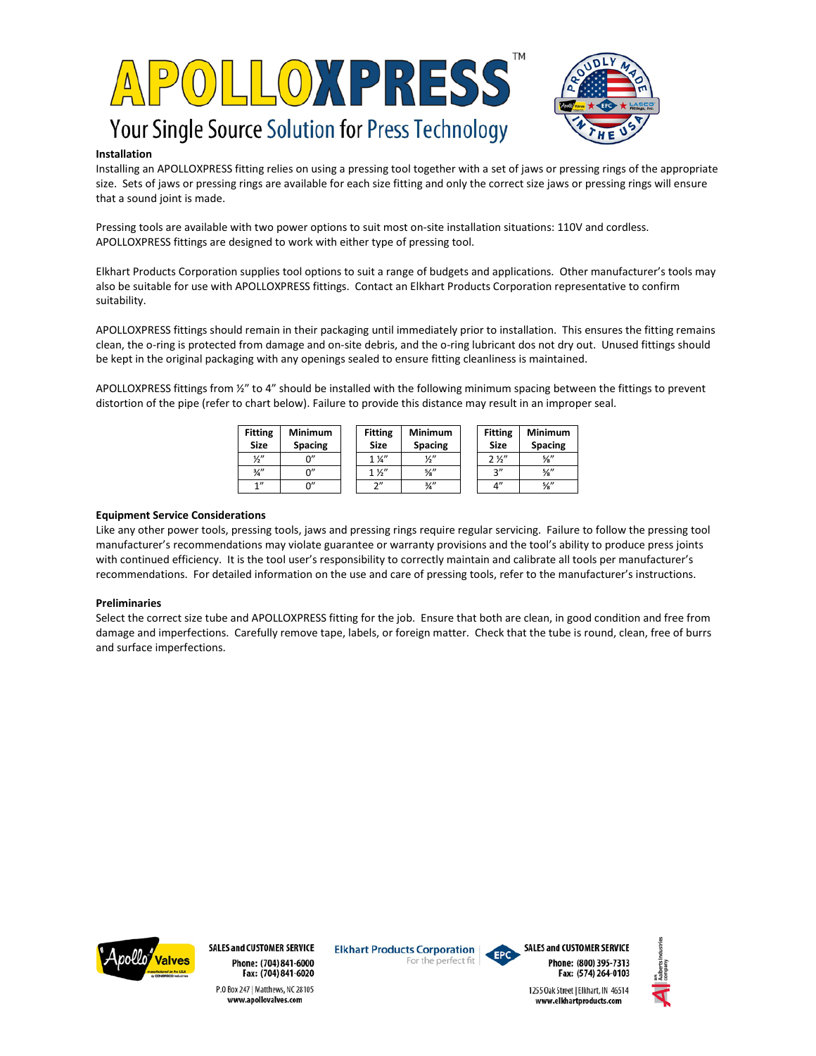## Installation

Installing an APOLLOXPRESS fitting relies on using a pressing tool together with a set of jaws or pressing rings of the appropriate size. Sets of jaws or pressing rings are available for each size fitting and only the correct size jaws or pressing rings will ensure that a sound joint is made.

Pressing tools are available with two power options to suit most on-site installation situations: 110V and cordless. APOLLOXPRESS fittings are designed to work with either type of pressing tool.

Elkhart Products Corporation supplies tool options to suit a range of budgets and applications. Other manufacturer's tools may also be suitable for use with APOLLOXPRESS fittings. Contact an Elkhart Products Corporation representative to confirm suitability.

APOLLOXPRESS fittings should remain in their packaging until immediately prior to installation. This ensures the fitting remains clean, the o-ring is protected from damage and on-site debris, and the o-ring lubricant dos not dry out. Unused fittings should be kept in the original packaging with any openings sealed to ensure fitting cleanliness is maintained.

APOLLOXPRESS fittings from ½" to 4" should be installed with the following minimum spacing between the fittings to prevent distortion of the pipe (refer to chart below). Failure to provide this distance may result in an improper seal.

| Fitting Size | Minimum Spacing |
|---|---|
| ½" | 0" |
| ¾" | 0" |
| 1" | 0" |

| Fitting Size | Minimum Spacing |
|---|---|
| 1 ¼" | ½" |
| 1 ½" | ⅝" |
| 2" | ¾" |

| Fitting Size | Minimum Spacing |
|---|---|
| 2 ½" | ⅝" |
| 3" | ⅝" |
| 4" | ⅝" |

## Equipment Service Considerations

Like any other power tools, pressing tools, jaws and pressing rings require regular servicing. Failure to follow the pressing tool manufacturer's recommendations may violate guarantee or warranty provisions and the tool's ability to produce press joints with continued efficiency. It is the tool user's responsibility to correctly maintain and calibrate all tools per manufacturer's recommendations. For detailed information on the use and care of pressing tools, refer to the manufacturer's instructions.

## Preliminaries

Select the correct size tube and APOLLOXPRESS fitting for the job. Ensure that both are clean, in good condition and free from damage and imperfections. Carefully remove tape, labels, or foreign matter. Check that the tube is round, clean, free of burrs and surface imperfections.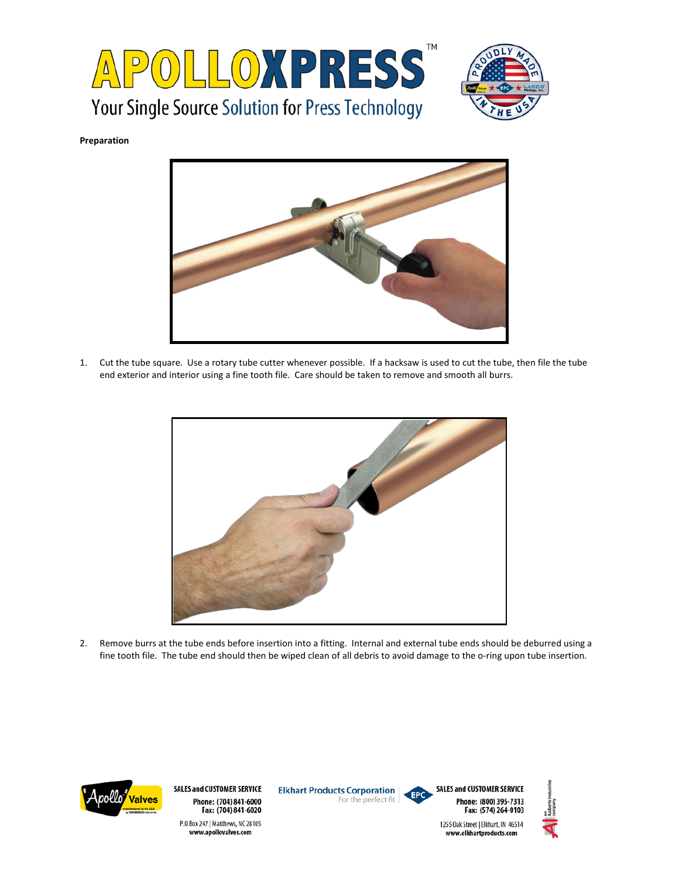**Preparation**

1. Cut the tube square. Use a rotary tube cutter whenever possible. If a hacksaw is used to cut the tube, then file the tube end exterior and interior using a fine tooth file. Care should be taken to remove and smooth all burrs.

2. Remove burrs at the tube ends before insertion into a fitting. Internal and external tube ends should be deburred using a fine tooth file. The tube end should then be wiped clean of all debris to avoid damage to the o-ring upon tube insertion.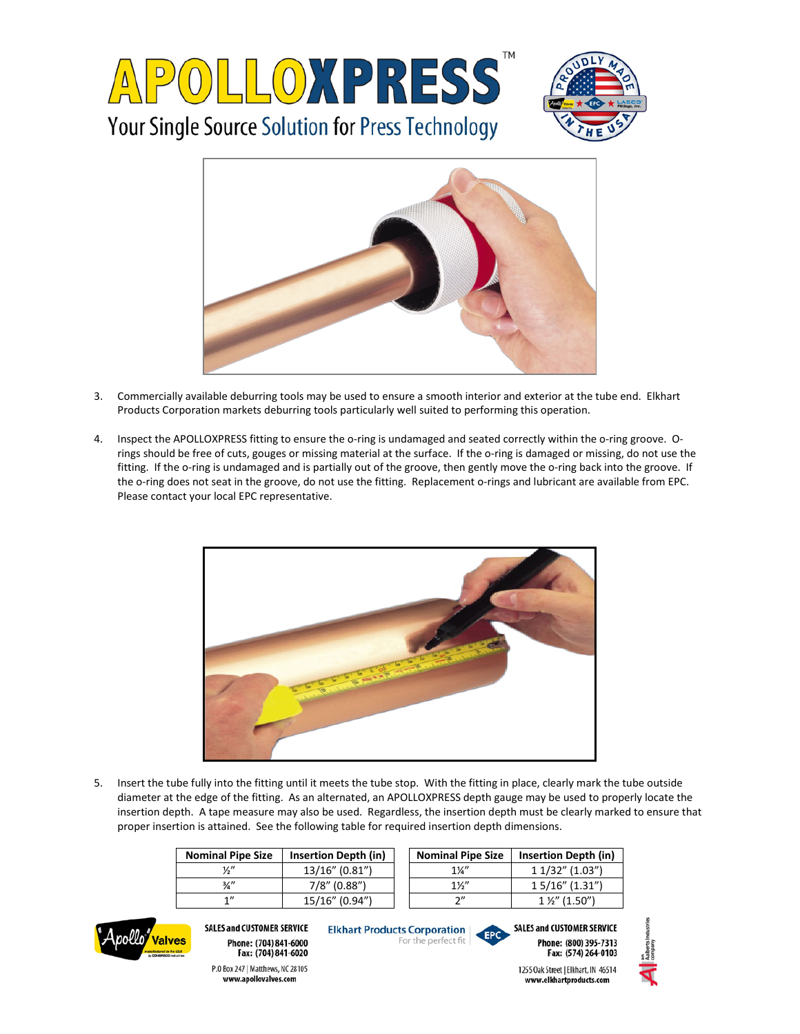# APOLLOXPRESS™

Your Single Source Solution for Press Technology

3. Commercially available deburring tools may be used to ensure a smooth interior and exterior at the tube end. Elkhart Products Corporation markets deburring tools particularly well suited to performing this operation.

4. Inspect the APOLLOXPRESS fitting to ensure the o-ring is undamaged and seated correctly within the o-ring groove. O-rings should be free of cuts, gouges or missing material at the surface. If the o-ring is damaged or missing, do not use the fitting. If the o-ring is undamaged and is partially out of the groove, then gently move the o-ring back into the groove. If the o-ring does not seat in the groove, do not use the fitting. Replacement o-rings and lubricant are available from EPC. Please contact your local EPC representative.

5. Insert the tube fully into the fitting until it meets the tube stop. With the fitting in place, clearly mark the tube outside diameter at the edge of the fitting. As an alternated, an APOLLOXPRESS depth gauge may be used to properly locate the insertion depth. A tape measure may also be used. Regardless, the insertion depth must be clearly marked to ensure that proper insertion is attained. See the following table for required insertion depth dimensions.

| Nominal Pipe Size | Insertion Depth (in) |
|---|---|
| ½" | 13/16" (0.81") |
| ¾" | 7/8" (0.88") |
| 1" | 15/16" (0.94") |
| 1¼" | 1 1/32" (1.03") |
| 1½" | 1 5/16" (1.31") |
| 2" | 1 ½" (1.50") |

**SALES and CUSTOMER SERVICE**
Phone: (704) 841-6000
Fax: (704) 841-6020
P.O Box 247 | Matthews, NC 28105
www.apollovalves.com

**Elkhart Products Corporation** For the perfect fit

**SALES and CUSTOMER SERVICE**
Phone: (800) 395-7313
Fax: (574) 264-0103
1255 Oak Street | Elkhart, IN 46514
www.elkhartproducts.com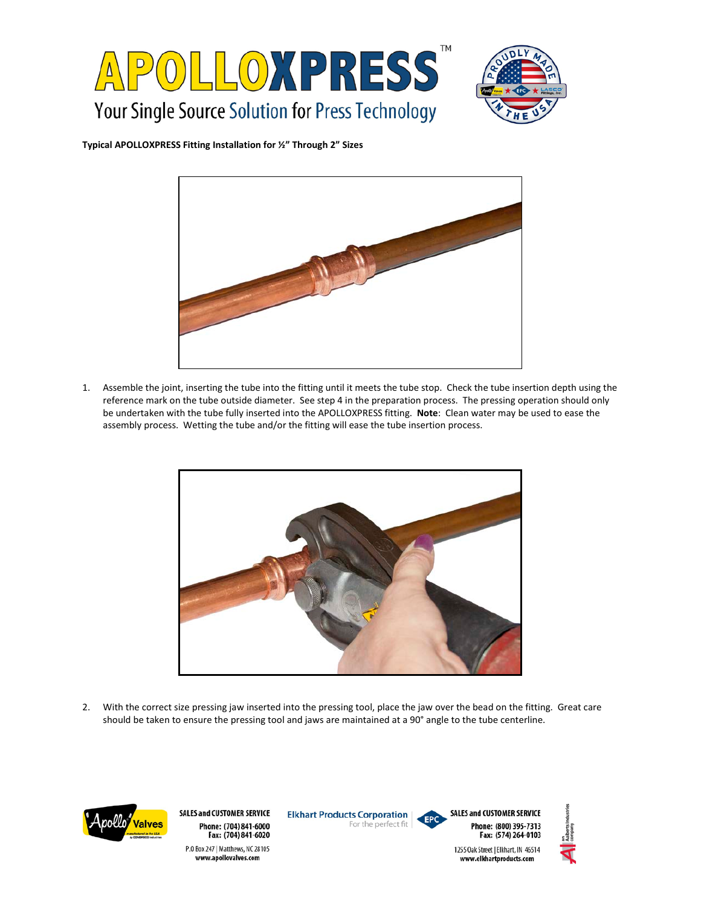**Typical APOLLOXPRESS Fitting Installation for ½" Through 2" Sizes**

1. Assemble the joint, inserting the tube into the fitting until it meets the tube stop. Check the tube insertion depth using the reference mark on the tube outside diameter. See step 4 in the preparation process. The pressing operation should only be undertaken with the tube fully inserted into the APOLLOXPRESS fitting. **Note**: Clean water may be used to ease the assembly process. Wetting the tube and/or the fitting will ease the tube insertion process.

2. With the correct size pressing jaw inserted into the pressing tool, place the jaw over the bead on the fitting. Great care should be taken to ensure the pressing tool and jaws are maintained at a 90° angle to the tube centerline.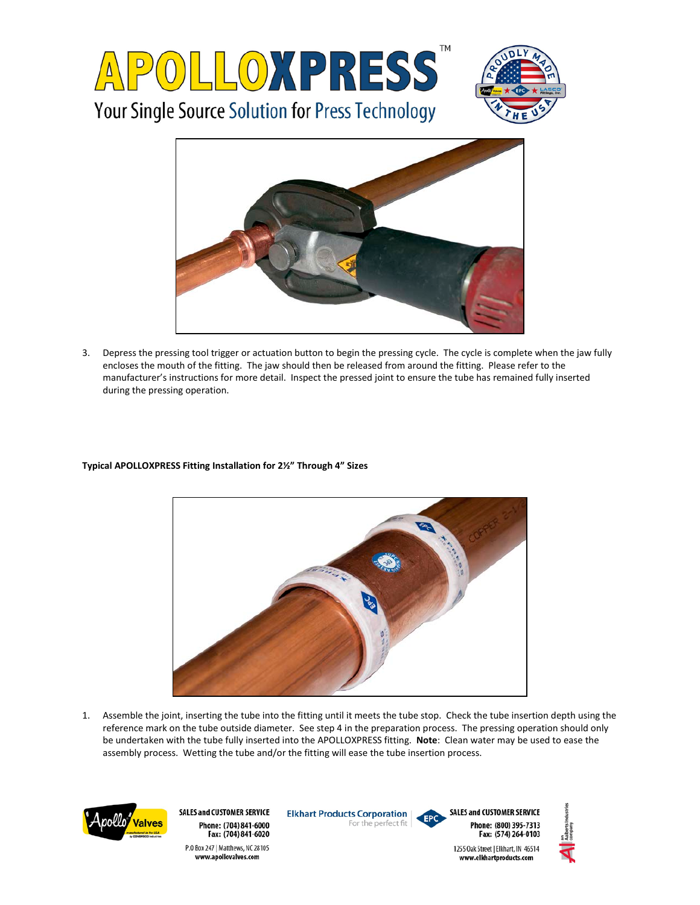3. Depress the pressing tool trigger or actuation button to begin the pressing cycle. The cycle is complete when the jaw fully encloses the mouth of the fitting. The jaw should then be released from around the fitting. Please refer to the manufacturer's instructions for more detail. Inspect the pressed joint to ensure the tube has remained fully inserted during the pressing operation.

**Typical APOLLOXPRESS Fitting Installation for 2½" Through 4" Sizes**

1. Assemble the joint, inserting the tube into the fitting until it meets the tube stop. Check the tube insertion depth using the reference mark on the tube outside diameter. See step 4 in the preparation process. The pressing operation should only be undertaken with the tube fully inserted into the APOLLOXPRESS fitting. **Note**: Clean water may be used to ease the assembly process. Wetting the tube and/or the fitting will ease the tube insertion process.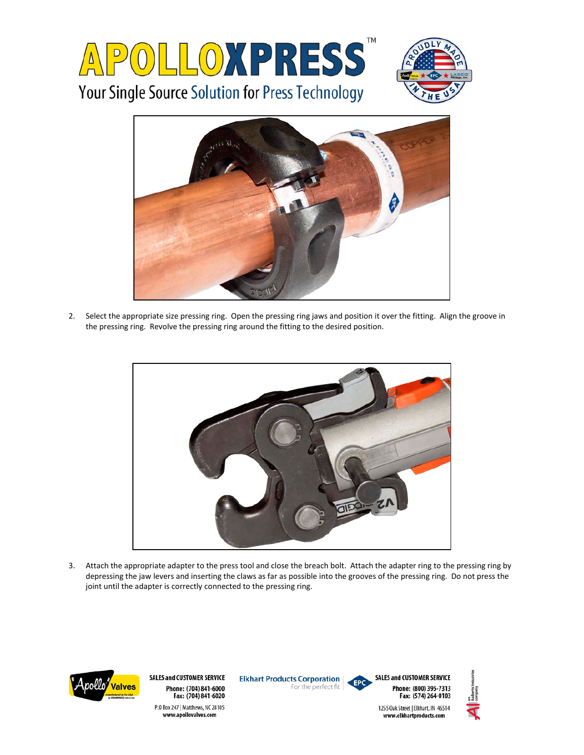2. Select the appropriate size pressing ring. Open the pressing ring jaws and position it over the fitting. Align the groove in the pressing ring. Revolve the pressing ring around the fitting to the desired position.

3. Attach the appropriate adapter to the press tool and close the breach bolt. Attach the adapter ring to the pressing ring by depressing the jaw levers and inserting the claws as far as possible into the grooves of the pressing ring. Do not press the joint until the adapter is correctly connected to the pressing ring.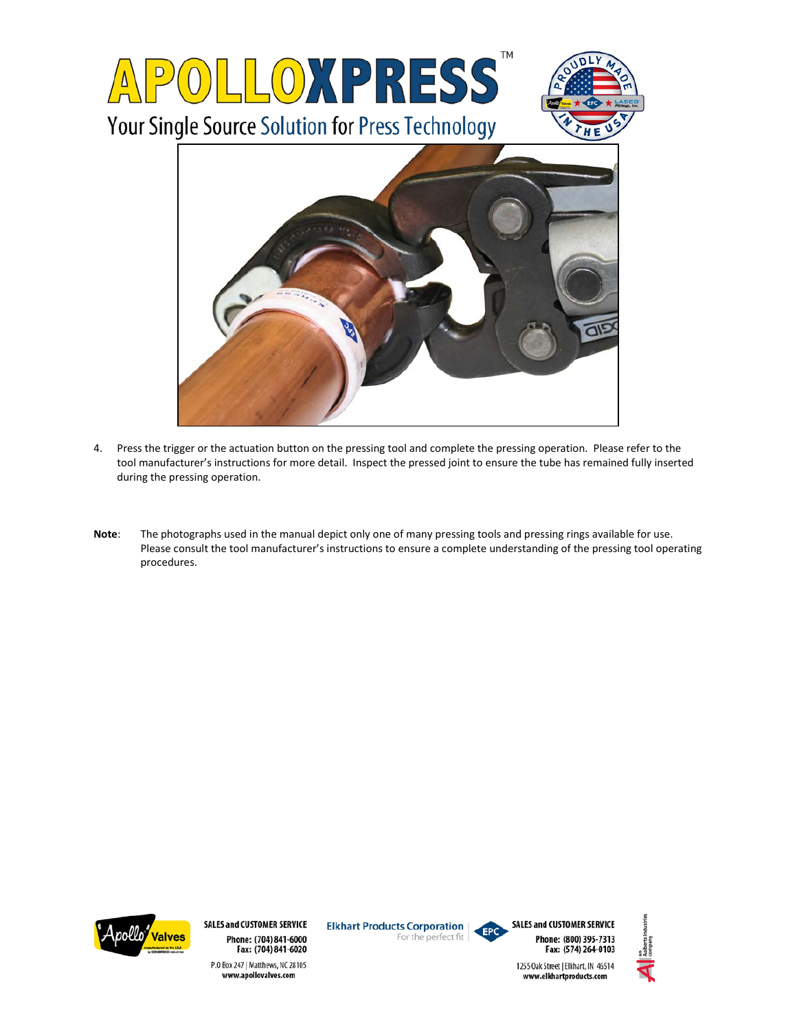4. Press the trigger or the actuation button on the pressing tool and complete the pressing operation. Please refer to the tool manufacturer's instructions for more detail. Inspect the pressed joint to ensure the tube has remained fully inserted during the pressing operation.

**Note**: The photographs used in the manual depict only one of many pressing tools and pressing rings available for use. Please consult the tool manufacturer's instructions to ensure a complete understanding of the pressing tool operating procedures.